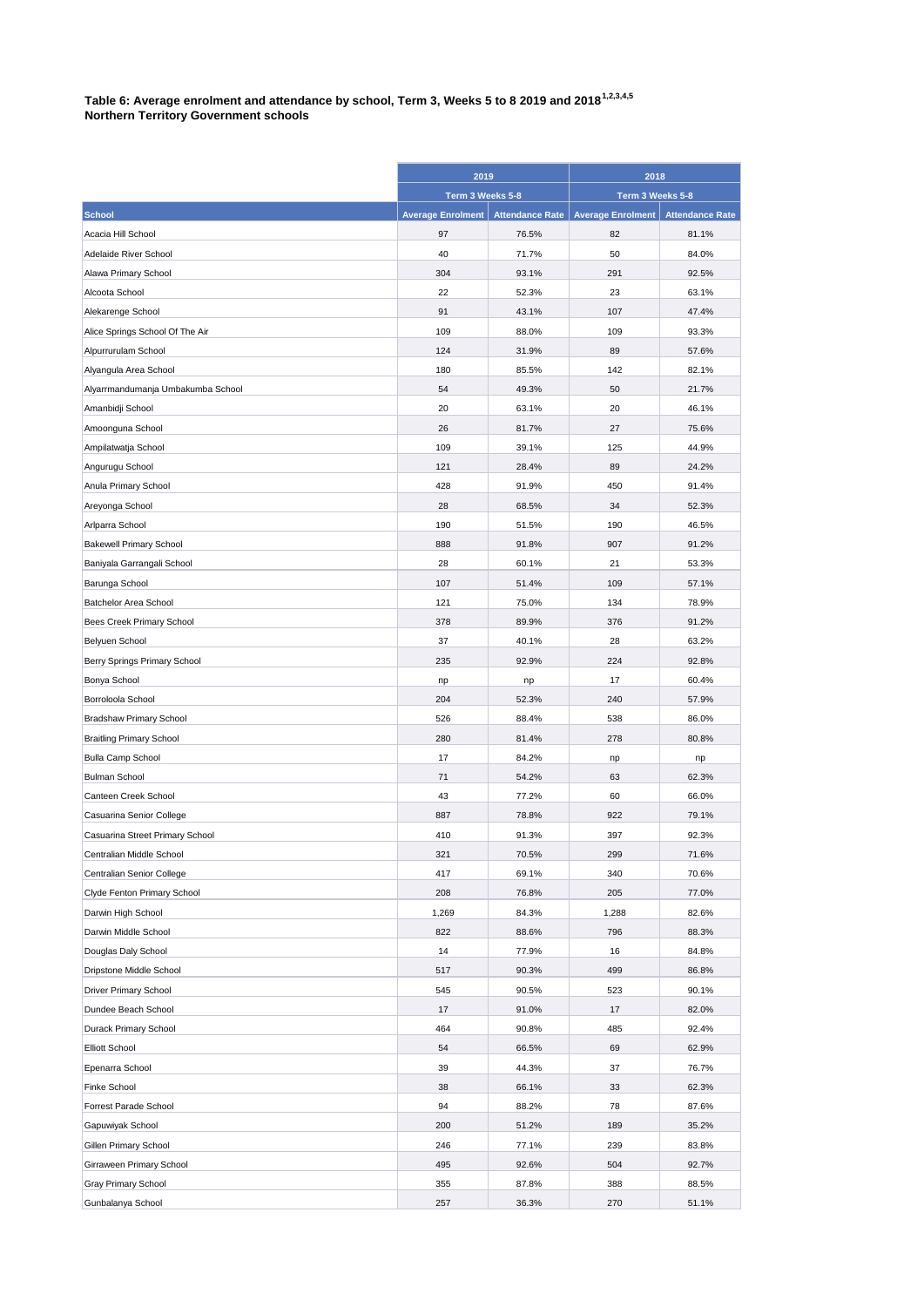**Table 6: Average enrolment and attendance by school, Term 3, Weeks 5 to 8 2019 and 2018[1,2,3,4,5]**
**Northern Territory Government schools**

| | 2019 | | 2018 | |
|---|---|---|---|---|
| | Term 3 Weeks 5-8 | | Term 3 Weeks 5-8 | |
| **School** | **Average Enrolment** | **Attendance Rate** | **Average Enrolment** | **Attendance Rate** |
| Acacia Hill School | 97 | 76.5% | 82 | 81.1% |
| Adelaide River School | 40 | 71.7% | 50 | 84.0% |
| Alawa Primary School | 304 | 93.1% | 291 | 92.5% |
| Alcoota School | 22 | 52.3% | 23 | 63.1% |
| Alekarenge School | 91 | 43.1% | 107 | 47.4% |
| Alice Springs School Of The Air | 109 | 88.0% | 109 | 93.3% |
| Alpurrurulam School | 124 | 31.9% | 89 | 57.6% |
| Alyangula Area School | 180 | 85.5% | 142 | 82.1% |
| Alyarrmandumanja Umbakumba School | 54 | 49.3% | 50 | 21.7% |
| Amanbidji School | 20 | 63.1% | 20 | 46.1% |
| Amoonguna School | 26 | 81.7% | 27 | 75.6% |
| Ampilatwatja School | 109 | 39.1% | 125 | 44.9% |
| Angurugu School | 121 | 28.4% | 89 | 24.2% |
| Anula Primary School | 428 | 91.9% | 450 | 91.4% |
| Areyonga School | 28 | 68.5% | 34 | 52.3% |
| Arlparra School | 190 | 51.5% | 190 | 46.5% |
| Bakewell Primary School | 888 | 91.8% | 907 | 91.2% |
| Baniyala Garrangali School | 28 | 60.1% | 21 | 53.3% |
| Barunga School | 107 | 51.4% | 109 | 57.1% |
| Batchelor Area School | 121 | 75.0% | 134 | 78.9% |
| Bees Creek Primary School | 378 | 89.9% | 376 | 91.2% |
| Belyuen School | 37 | 40.1% | 28 | 63.2% |
| Berry Springs Primary School | 235 | 92.9% | 224 | 92.8% |
| Bonya School | np | np | 17 | 60.4% |
| Borroloola School | 204 | 52.3% | 240 | 57.9% |
| Bradshaw Primary School | 526 | 88.4% | 538 | 86.0% |
| Braitling Primary School | 280 | 81.4% | 278 | 80.8% |
| Bulla Camp School | 17 | 84.2% | np | np |
| Bulman School | 71 | 54.2% | 63 | 62.3% |
| Canteen Creek School | 43 | 77.2% | 60 | 66.0% |
| Casuarina Senior College | 887 | 78.8% | 922 | 79.1% |
| Casuarina Street Primary School | 410 | 91.3% | 397 | 92.3% |
| Centralian Middle School | 321 | 70.5% | 299 | 71.6% |
| Centralian Senior College | 417 | 69.1% | 340 | 70.6% |
| Clyde Fenton Primary School | 208 | 76.8% | 205 | 77.0% |
| Darwin High School | 1,269 | 84.3% | 1,288 | 82.6% |
| Darwin Middle School | 822 | 88.6% | 796 | 88.3% |
| Douglas Daly School | 14 | 77.9% | 16 | 84.8% |
| Dripstone Middle School | 517 | 90.3% | 499 | 86.8% |
| Driver Primary School | 545 | 90.5% | 523 | 90.1% |
| Dundee Beach School | 17 | 91.0% | 17 | 82.0% |
| Durack Primary School | 464 | 90.8% | 485 | 92.4% |
| Elliott School | 54 | 66.5% | 69 | 62.9% |
| Epenarra School | 39 | 44.3% | 37 | 76.7% |
| Finke School | 38 | 66.1% | 33 | 62.3% |
| Forrest Parade School | 94 | 88.2% | 78 | 87.6% |
| Gapuwiyak School | 200 | 51.2% | 189 | 35.2% |
| Gillen Primary School | 246 | 77.1% | 239 | 83.8% |
| Girraween Primary School | 495 | 92.6% | 504 | 92.7% |
| Gray Primary School | 355 | 87.8% | 388 | 88.5% |
| Gunbalanya School | 257 | 36.3% | 270 | 51.1% |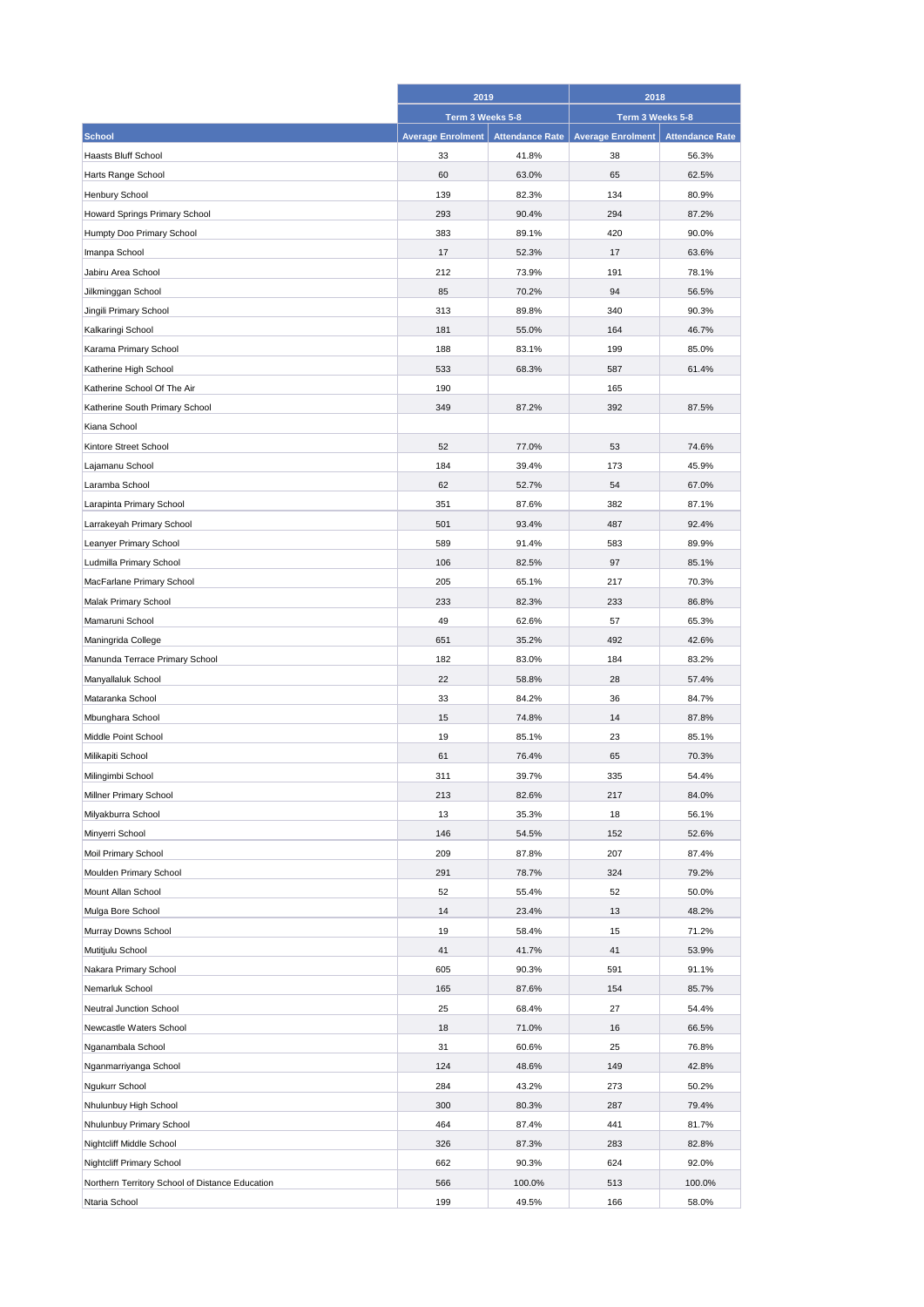| | 2019 | | 2018 | |
|---|---|---|---|---|
| | Term 3 Weeks 5-8 | | Term 3 Weeks 5-8 | |
| School | Average Enrolment | Attendance Rate | Average Enrolment | Attendance Rate |
| Haasts Bluff School | 33 | 41.8% | 38 | 56.3% |
| Harts Range School | 60 | 63.0% | 65 | 62.5% |
| Henbury School | 139 | 82.3% | 134 | 80.9% |
| Howard Springs Primary School | 293 | 90.4% | 294 | 87.2% |
| Humpty Doo Primary School | 383 | 89.1% | 420 | 90.0% |
| Imanpa School | 17 | 52.3% | 17 | 63.6% |
| Jabiru Area School | 212 | 73.9% | 191 | 78.1% |
| Jilkminggan School | 85 | 70.2% | 94 | 56.5% |
| Jingili Primary School | 313 | 89.8% | 340 | 90.3% |
| Kalkaringi School | 181 | 55.0% | 164 | 46.7% |
| Karama Primary School | 188 | 83.1% | 199 | 85.0% |
| Katherine High School | 533 | 68.3% | 587 | 61.4% |
| Katherine School Of The Air | 190 | | 165 | |
| Katherine South Primary School | 349 | 87.2% | 392 | 87.5% |
| Kiana School | | | | |
| Kintore Street School | 52 | 77.0% | 53 | 74.6% |
| Lajamanu School | 184 | 39.4% | 173 | 45.9% |
| Laramba School | 62 | 52.7% | 54 | 67.0% |
| Larapinta Primary School | 351 | 87.6% | 382 | 87.1% |
| Larrakeyah Primary School | 501 | 93.4% | 487 | 92.4% |
| Leanyer Primary School | 589 | 91.4% | 583 | 89.9% |
| Ludmilla Primary School | 106 | 82.5% | 97 | 85.1% |
| MacFarlane Primary School | 205 | 65.1% | 217 | 70.3% |
| Malak Primary School | 233 | 82.3% | 233 | 86.8% |
| Mamaruni School | 49 | 62.6% | 57 | 65.3% |
| Maningrida College | 651 | 35.2% | 492 | 42.6% |
| Manunda Terrace Primary School | 182 | 83.0% | 184 | 83.2% |
| Manyallaluk School | 22 | 58.8% | 28 | 57.4% |
| Mataranka School | 33 | 84.2% | 36 | 84.7% |
| Mbunghara School | 15 | 74.8% | 14 | 87.8% |
| Middle Point School | 19 | 85.1% | 23 | 85.1% |
| Milikapiti School | 61 | 76.4% | 65 | 70.3% |
| Milingimbi School | 311 | 39.7% | 335 | 54.4% |
| Millner Primary School | 213 | 82.6% | 217 | 84.0% |
| Milyakburra School | 13 | 35.3% | 18 | 56.1% |
| Minyerri School | 146 | 54.5% | 152 | 52.6% |
| Moil Primary School | 209 | 87.8% | 207 | 87.4% |
| Moulden Primary School | 291 | 78.7% | 324 | 79.2% |
| Mount Allan School | 52 | 55.4% | 52 | 50.0% |
| Mulga Bore School | 14 | 23.4% | 13 | 48.2% |
| Murray Downs School | 19 | 58.4% | 15 | 71.2% |
| Mutitjulu School | 41 | 41.7% | 41 | 53.9% |
| Nakara Primary School | 605 | 90.3% | 591 | 91.1% |
| Nemarluk School | 165 | 87.6% | 154 | 85.7% |
| Neutral Junction School | 25 | 68.4% | 27 | 54.4% |
| Newcastle Waters School | 18 | 71.0% | 16 | 66.5% |
| Nganambala School | 31 | 60.6% | 25 | 76.8% |
| Nganmarriyanga School | 124 | 48.6% | 149 | 42.8% |
| Ngukurr School | 284 | 43.2% | 273 | 50.2% |
| Nhulunbuy High School | 300 | 80.3% | 287 | 79.4% |
| Nhulunbuy Primary School | 464 | 87.4% | 441 | 81.7% |
| Nightcliff Middle School | 326 | 87.3% | 283 | 82.8% |
| Nightcliff Primary School | 662 | 90.3% | 624 | 92.0% |
| Northern Territory School of Distance Education | 566 | 100.0% | 513 | 100.0% |
| Ntaria School | 199 | 49.5% | 166 | 58.0% |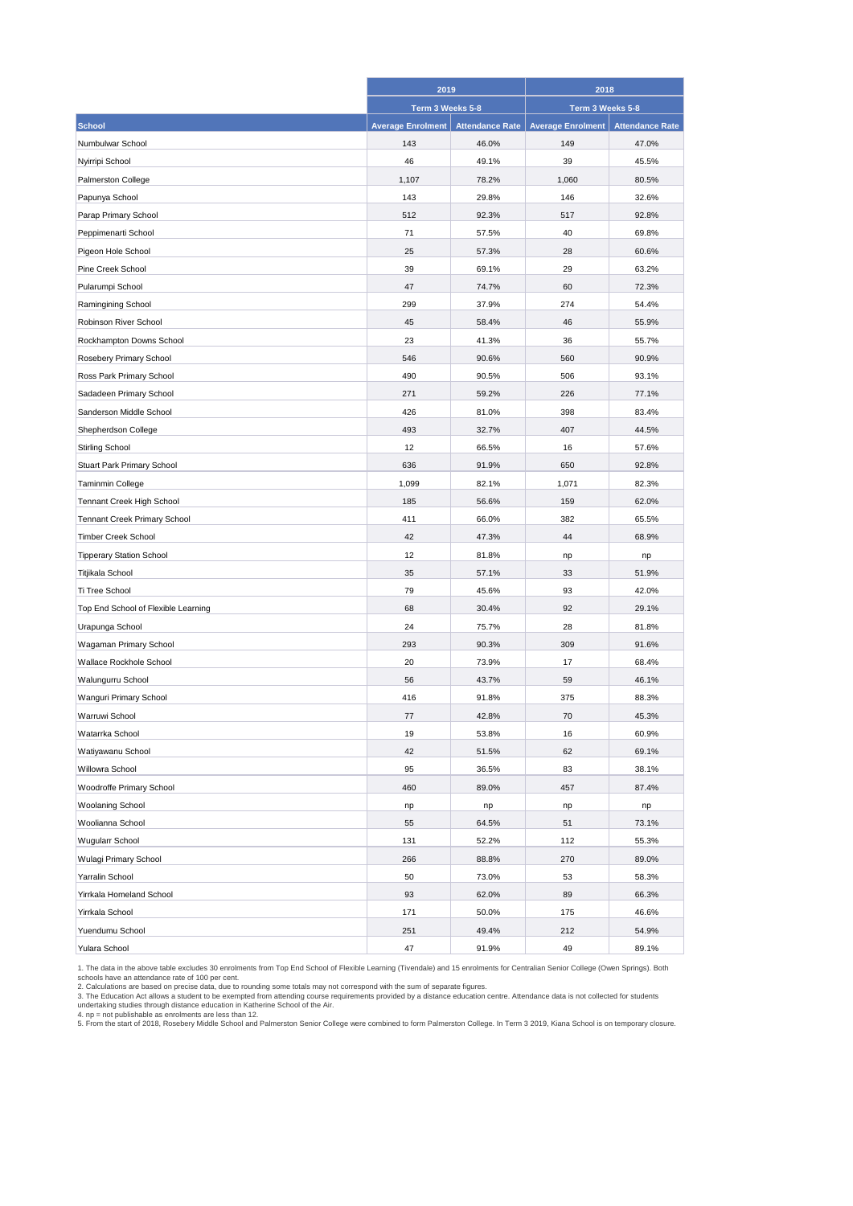| | 2019 | | 2018 | |
|---|---|---|---|---|
| | Term 3 Weeks 5-8 | | Term 3 Weeks 5-8 | |
| School | Average Enrolment | Attendance Rate | Average Enrolment | Attendance Rate |
| Numbulwar School | 143 | 46.0% | 149 | 47.0% |
| Nyirripi School | 46 | 49.1% | 39 | 45.5% |
| Palmerston College | 1,107 | 78.2% | 1,060 | 80.5% |
| Papunya School | 143 | 29.8% | 146 | 32.6% |
| Parap Primary School | 512 | 92.3% | 517 | 92.8% |
| Peppimenarti School | 71 | 57.5% | 40 | 69.8% |
| Pigeon Hole School | 25 | 57.3% | 28 | 60.6% |
| Pine Creek School | 39 | 69.1% | 29 | 63.2% |
| Pularumpi School | 47 | 74.7% | 60 | 72.3% |
| Ramingining School | 299 | 37.9% | 274 | 54.4% |
| Robinson River School | 45 | 58.4% | 46 | 55.9% |
| Rockhampton Downs School | 23 | 41.3% | 36 | 55.7% |
| Rosebery Primary School | 546 | 90.6% | 560 | 90.9% |
| Ross Park Primary School | 490 | 90.5% | 506 | 93.1% |
| Sadadeen Primary School | 271 | 59.2% | 226 | 77.1% |
| Sanderson Middle School | 426 | 81.0% | 398 | 83.4% |
| Shepherdson College | 493 | 32.7% | 407 | 44.5% |
| Stirling School | 12 | 66.5% | 16 | 57.6% |
| Stuart Park Primary School | 636 | 91.9% | 650 | 92.8% |
| Taminmin College | 1,099 | 82.1% | 1,071 | 82.3% |
| Tennant Creek High School | 185 | 56.6% | 159 | 62.0% |
| Tennant Creek Primary School | 411 | 66.0% | 382 | 65.5% |
| Timber Creek School | 42 | 47.3% | 44 | 68.9% |
| Tipperary Station School | 12 | 81.8% | np | np |
| Titjikala School | 35 | 57.1% | 33 | 51.9% |
| Ti Tree School | 79 | 45.6% | 93 | 42.0% |
| Top End School of Flexible Learning | 68 | 30.4% | 92 | 29.1% |
| Urapunga School | 24 | 75.7% | 28 | 81.8% |
| Wagaman Primary School | 293 | 90.3% | 309 | 91.6% |
| Wallace Rockhole School | 20 | 73.9% | 17 | 68.4% |
| Walungurru School | 56 | 43.7% | 59 | 46.1% |
| Wanguri Primary School | 416 | 91.8% | 375 | 88.3% |
| Warruwi School | 77 | 42.8% | 70 | 45.3% |
| Watarrka School | 19 | 53.8% | 16 | 60.9% |
| Watiyawanu School | 42 | 51.5% | 62 | 69.1% |
| Willowra School | 95 | 36.5% | 83 | 38.1% |
| Woodroffe Primary School | 460 | 89.0% | 457 | 87.4% |
| Woolaning School | np | np | np | np |
| Woolianna School | 55 | 64.5% | 51 | 73.1% |
| Wugularr School | 131 | 52.2% | 112 | 55.3% |
| Wulagi Primary School | 266 | 88.8% | 270 | 89.0% |
| Yarralin School | 50 | 73.0% | 53 | 58.3% |
| Yirrkala Homeland School | 93 | 62.0% | 89 | 66.3% |
| Yirrkala School | 171 | 50.0% | 175 | 46.6% |
| Yuendumu School | 251 | 49.4% | 212 | 54.9% |
| Yulara School | 47 | 91.9% | 49 | 89.1% |

1. The data in the above table excludes 30 enrolments from Top End School of Flexible Learning (Tivendale) and 15 enrolments for Centralian Senior College (Owen Springs). Both schools have an attendance rate of 100 per cent.
2. Calculations are based on precise data, due to rounding some totals may not correspond with the sum of separate figures.
3. The Education Act allows a student to be exempted from attending course requirements provided by a distance education centre. Attendance data is not collected for students undertaking studies through distance education in Katherine School of the Air.
4. np = not publishable as enrolments are less than 12.
5. From the start of 2018, Rosebery Middle School and Palmerston Senior College were combined to form Palmerston College. In Term 3 2019, Kiana School is on temporary closure.